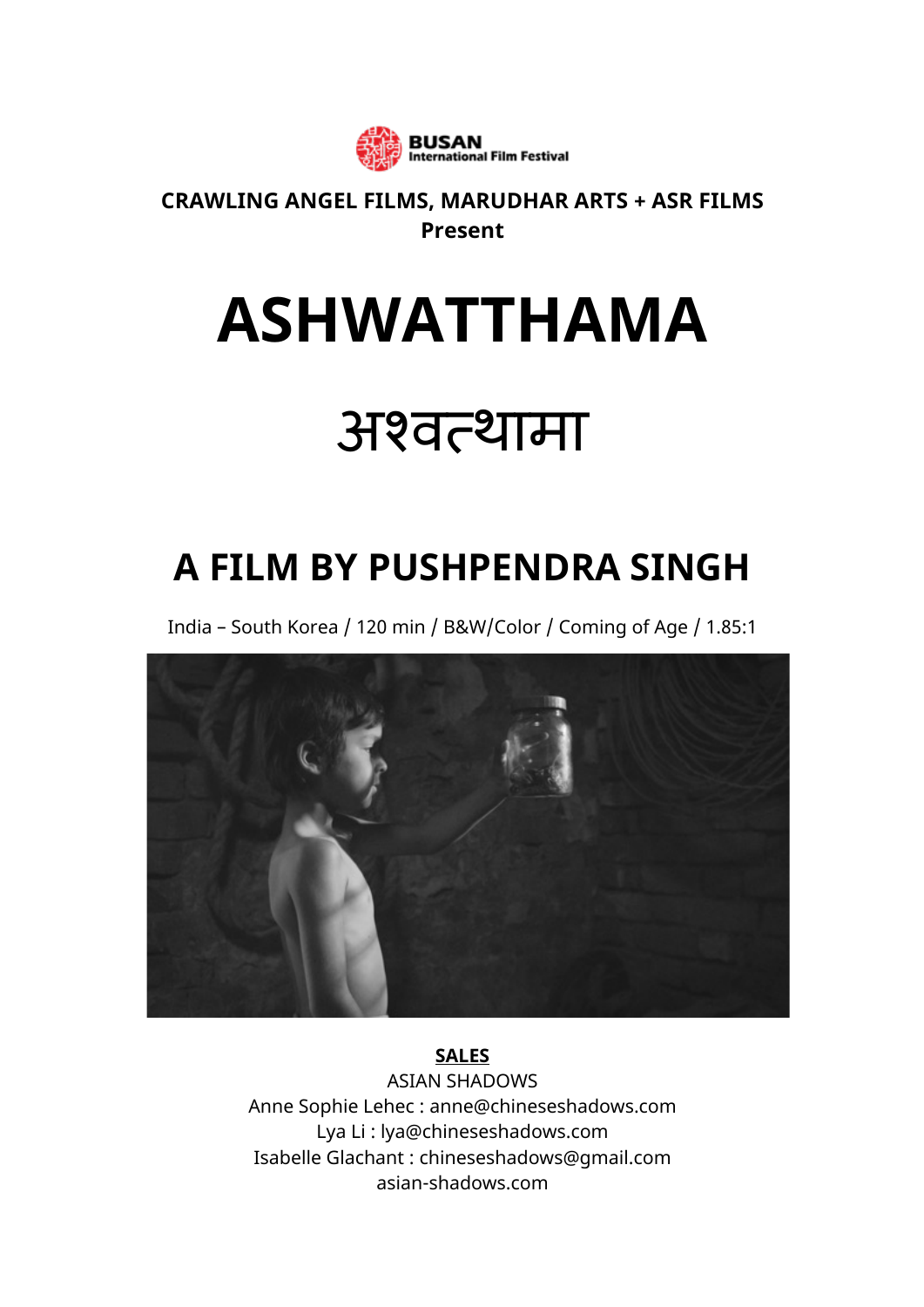BUSAN International Film Festival

**CRAWLING ANGEL FILMS, MARUDHAR ARTS + ASR FILMS**
**Present**

# ASHWATTHAMA

# अश्वत्थामा

## A FILM BY PUSHPENDRA SINGH

India – South Korea / 120 min / B&W/Color / Coming of Age / 1.85:1

**SALES**
ASIAN SHADOWS
Anne Sophie Lehec : anne@chineseshadows.com
Lya Li : lya@chineseshadows.com
Isabelle Glachant : chineseshadows@gmail.com
asian-shadows.com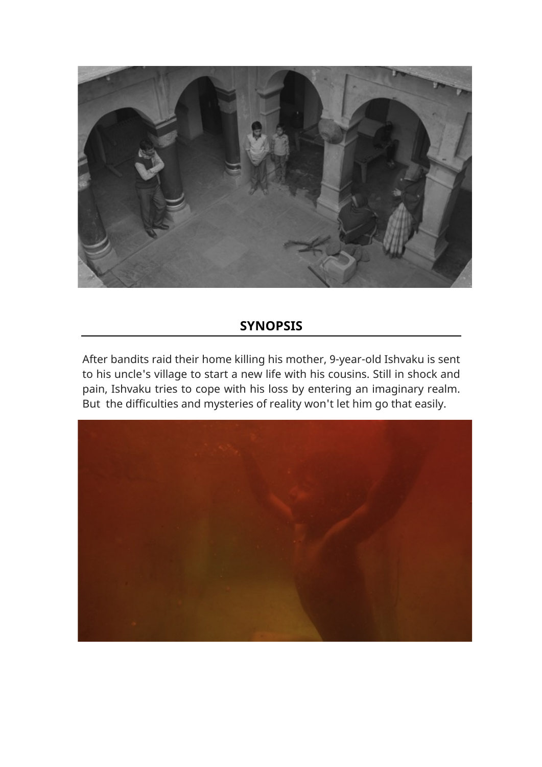## SYNOPSIS

After bandits raid their home killing his mother, 9-year-old Ishvaku is sent to his uncle's village to start a new life with his cousins. Still in shock and pain, Ishvaku tries to cope with his loss by entering an imaginary realm. But the difficulties and mysteries of reality won't let him go that easily.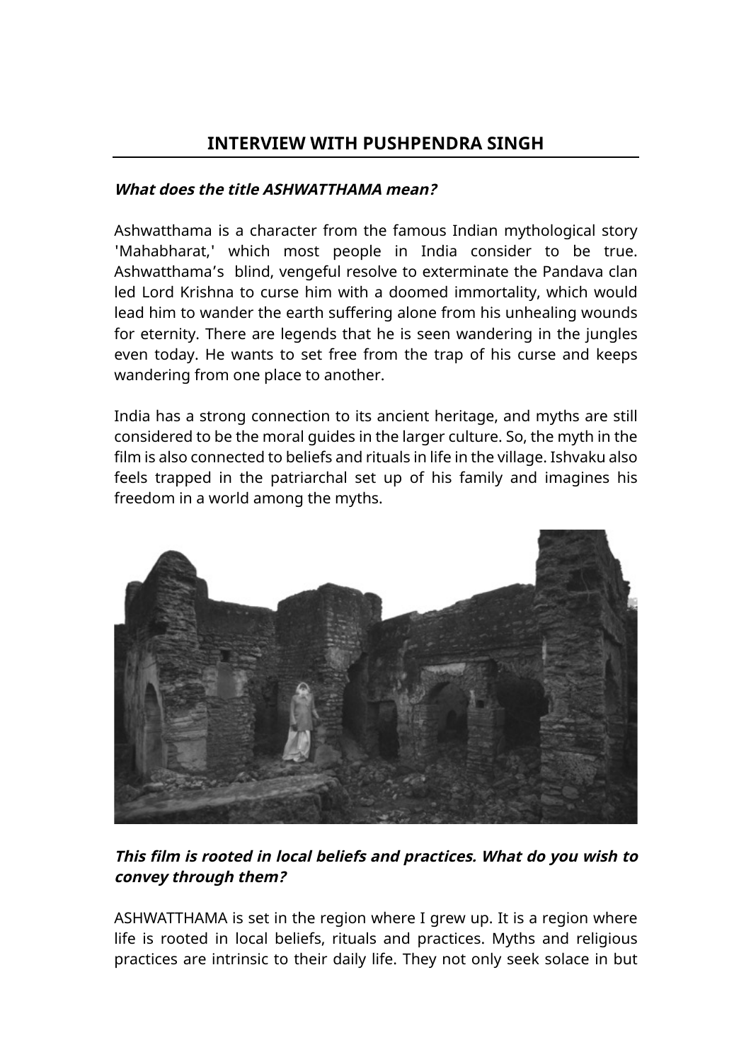## INTERVIEW WITH PUSHPENDRA SINGH

***What does the title ASHWATTHAMA mean?***

Ashwatthama is a character from the famous Indian mythological story 'Mahabharat,' which most people in India consider to be true. Ashwatthama's blind, vengeful resolve to exterminate the Pandava clan led Lord Krishna to curse him with a doomed immortality, which would lead him to wander the earth suffering alone from his unhealing wounds for eternity. There are legends that he is seen wandering in the jungles even today. He wants to set free from the trap of his curse and keeps wandering from one place to another.

India has a strong connection to its ancient heritage, and myths are still considered to be the moral guides in the larger culture. So, the myth in the film is also connected to beliefs and rituals in life in the village. Ishvaku also feels trapped in the patriarchal set up of his family and imagines his freedom in a world among the myths.

***This film is rooted in local beliefs and practices. What do you wish to convey through them?***

ASHWATTHAMA is set in the region where I grew up. It is a region where life is rooted in local beliefs, rituals and practices. Myths and religious practices are intrinsic to their daily life. They not only seek solace in but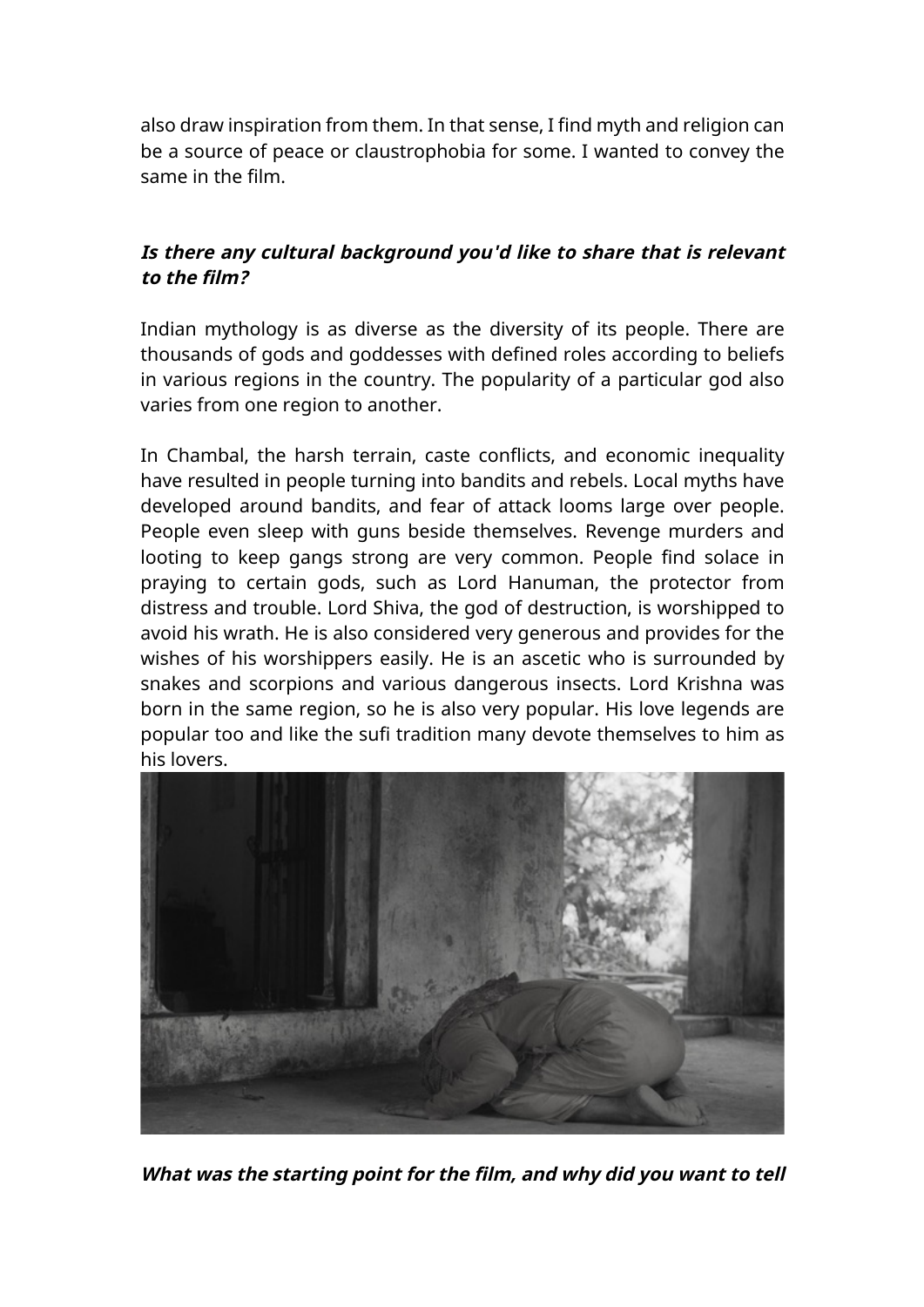also draw inspiration from them. In that sense, I find myth and religion can be a source of peace or claustrophobia for some. I wanted to convey the same in the film.

***Is there any cultural background you'd like to share that is relevant to the film?***

Indian mythology is as diverse as the diversity of its people. There are thousands of gods and goddesses with defined roles according to beliefs in various regions in the country. The popularity of a particular god also varies from one region to another.

In Chambal, the harsh terrain, caste conflicts, and economic inequality have resulted in people turning into bandits and rebels. Local myths have developed around bandits, and fear of attack looms large over people. People even sleep with guns beside themselves. Revenge murders and looting to keep gangs strong are very common. People find solace in praying to certain gods, such as Lord Hanuman, the protector from distress and trouble. Lord Shiva, the god of destruction, is worshipped to avoid his wrath. He is also considered very generous and provides for the wishes of his worshippers easily. He is an ascetic who is surrounded by snakes and scorpions and various dangerous insects. Lord Krishna was born in the same region, so he is also very popular. His love legends are popular too and like the sufi tradition many devote themselves to him as his lovers.

***What was the starting point for the film, and why did you want to tell***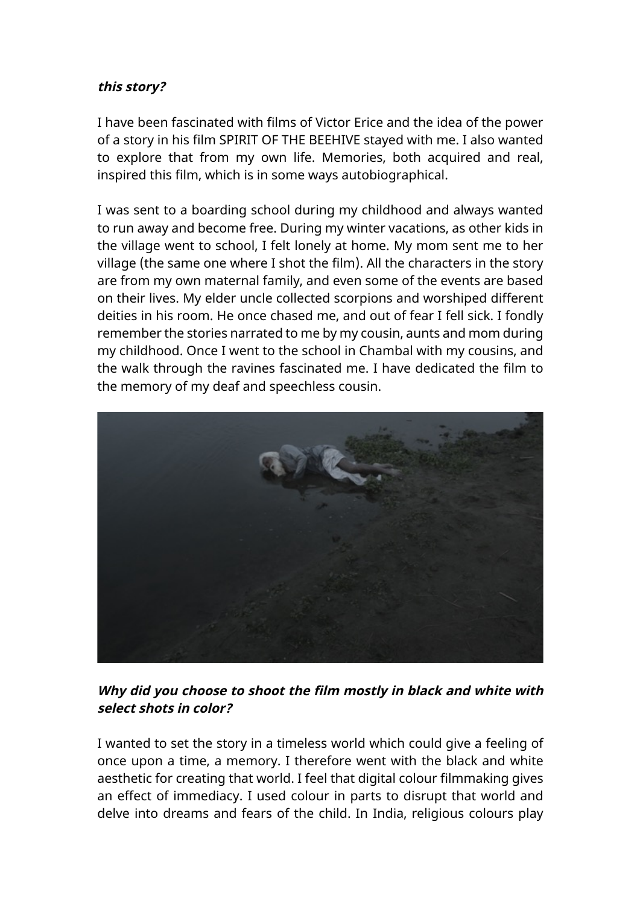***this story?***

I have been fascinated with films of Victor Erice and the idea of the power of a story in his film SPIRIT OF THE BEEHIVE stayed with me. I also wanted to explore that from my own life. Memories, both acquired and real, inspired this film, which is in some ways autobiographical.

I was sent to a boarding school during my childhood and always wanted to run away and become free. During my winter vacations, as other kids in the village went to school, I felt lonely at home. My mom sent me to her village (the same one where I shot the film). All the characters in the story are from my own maternal family, and even some of the events are based on their lives. My elder uncle collected scorpions and worshiped different deities in his room. He once chased me, and out of fear I fell sick. I fondly remember the stories narrated to me by my cousin, aunts and mom during my childhood. Once I went to the school in Chambal with my cousins, and the walk through the ravines fascinated me. I have dedicated the film to the memory of my deaf and speechless cousin.

***Why did you choose to shoot the film mostly in black and white with select shots in color?***

I wanted to set the story in a timeless world which could give a feeling of once upon a time, a memory. I therefore went with the black and white aesthetic for creating that world. I feel that digital colour filmmaking gives an effect of immediacy. I used colour in parts to disrupt that world and delve into dreams and fears of the child. In India, religious colours play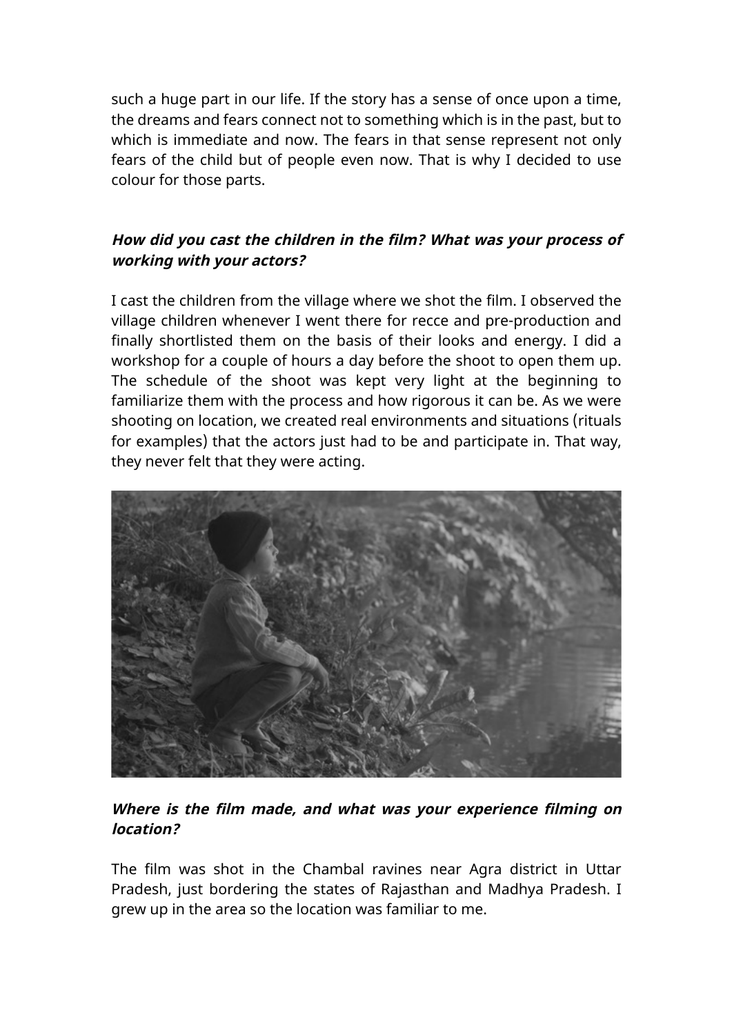such a huge part in our life. If the story has a sense of once upon a time, the dreams and fears connect not to something which is in the past, but to which is immediate and now. The fears in that sense represent not only fears of the child but of people even now. That is why I decided to use colour for those parts.

***How did you cast the children in the film? What was your process of working with your actors?***

I cast the children from the village where we shot the film. I observed the village children whenever I went there for recce and pre-production and finally shortlisted them on the basis of their looks and energy. I did a workshop for a couple of hours a day before the shoot to open them up. The schedule of the shoot was kept very light at the beginning to familiarize them with the process and how rigorous it can be. As we were shooting on location, we created real environments and situations (rituals for examples) that the actors just had to be and participate in. That way, they never felt that they were acting.

***Where is the film made, and what was your experience filming on location?***

The film was shot in the Chambal ravines near Agra district in Uttar Pradesh, just bordering the states of Rajasthan and Madhya Pradesh. I grew up in the area so the location was familiar to me.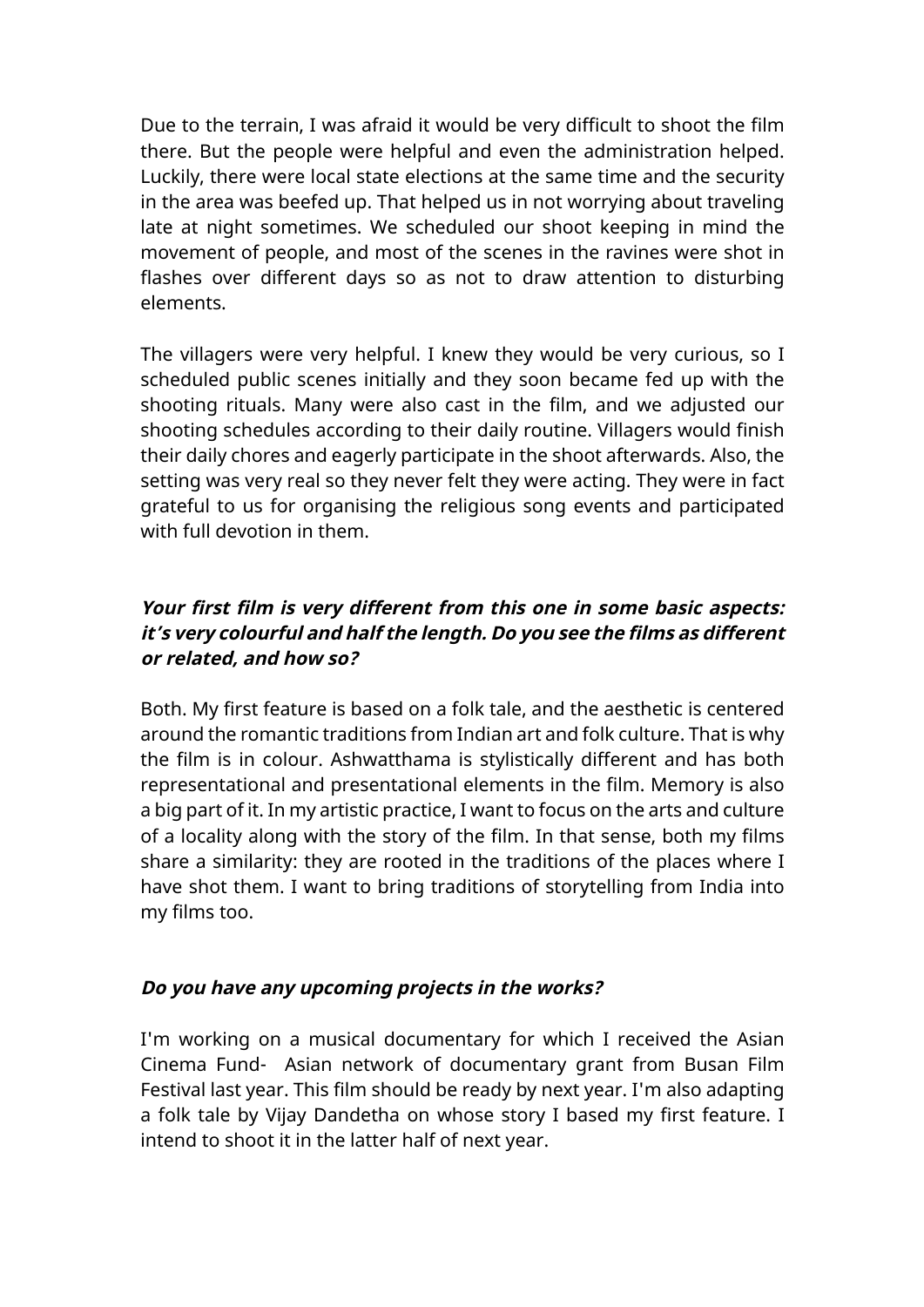Due to the terrain, I was afraid it would be very difficult to shoot the film there. But the people were helpful and even the administration helped. Luckily, there were local state elections at the same time and the security in the area was beefed up. That helped us in not worrying about traveling late at night sometimes. We scheduled our shoot keeping in mind the movement of people, and most of the scenes in the ravines were shot in flashes over different days so as not to draw attention to disturbing elements.

The villagers were very helpful. I knew they would be very curious, so I scheduled public scenes initially and they soon became fed up with the shooting rituals. Many were also cast in the film, and we adjusted our shooting schedules according to their daily routine. Villagers would finish their daily chores and eagerly participate in the shoot afterwards. Also, the setting was very real so they never felt they were acting. They were in fact grateful to us for organising the religious song events and participated with full devotion in them.

***Your first film is very different from this one in some basic aspects: it's very colourful and half the length. Do you see the films as different or related, and how so?***

Both. My first feature is based on a folk tale, and the aesthetic is centered around the romantic traditions from Indian art and folk culture. That is why the film is in colour. Ashwatthama is stylistically different and has both representational and presentational elements in the film. Memory is also a big part of it. In my artistic practice, I want to focus on the arts and culture of a locality along with the story of the film. In that sense, both my films share a similarity: they are rooted in the traditions of the places where I have shot them. I want to bring traditions of storytelling from India into my films too.

***Do you have any upcoming projects in the works?***

I'm working on a musical documentary for which I received the Asian Cinema Fund- Asian network of documentary grant from Busan Film Festival last year. This film should be ready by next year. I'm also adapting a folk tale by Vijay Dandetha on whose story I based my first feature. I intend to shoot it in the latter half of next year.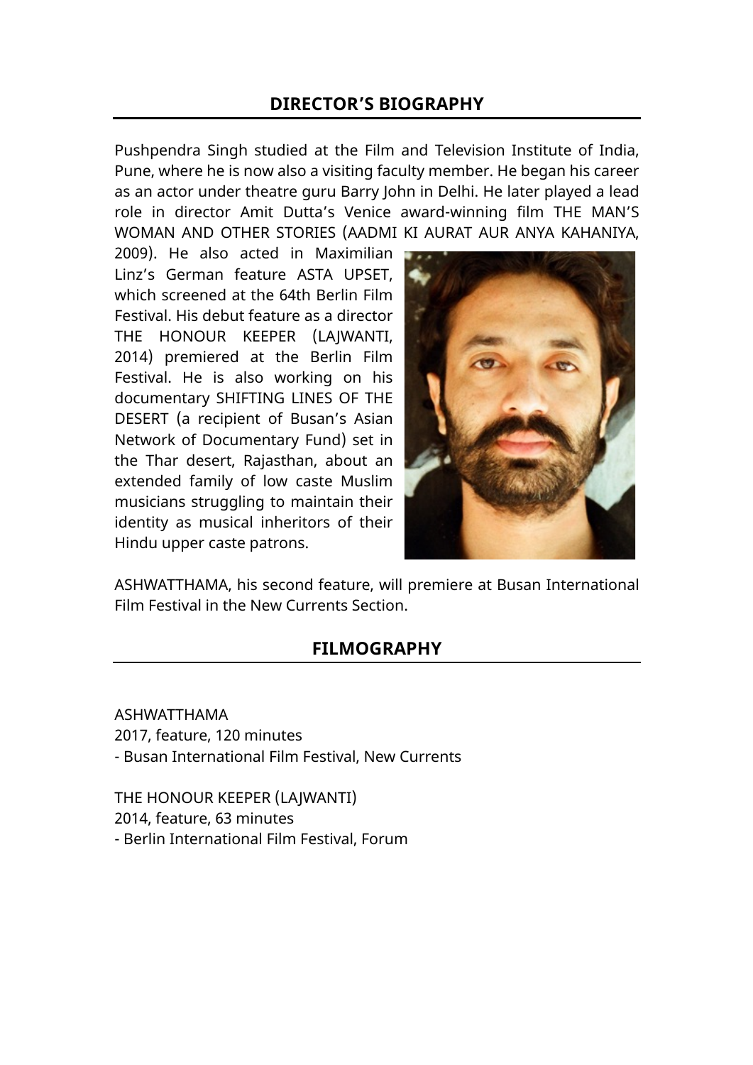## DIRECTOR'S BIOGRAPHY

Pushpendra Singh studied at the Film and Television Institute of India, Pune, where he is now also a visiting faculty member. He began his career as an actor under theatre guru Barry John in Delhi. He later played a lead role in director Amit Dutta's Venice award-winning film THE MAN'S WOMAN AND OTHER STORIES (AADMI KI AURAT AUR ANYA KAHANIYA, 2009). He also acted in Maximilian Linz's German feature ASTA UPSET, which screened at the 64th Berlin Film Festival. His debut feature as a director THE HONOUR KEEPER (LAJWANTI, 2014) premiered at the Berlin Film Festival. He is also working on his documentary SHIFTING LINES OF THE DESERT (a recipient of Busan's Asian Network of Documentary Fund) set in the Thar desert, Rajasthan, about an extended family of low caste Muslim musicians struggling to maintain their identity as musical inheritors of their Hindu upper caste patrons.

ASHWATTHAMA, his second feature, will premiere at Busan International Film Festival in the New Currents Section.

## FILMOGRAPHY

ASHWATTHAMA
2017, feature, 120 minutes
- Busan International Film Festival, New Currents

THE HONOUR KEEPER (LAJWANTI)
2014, feature, 63 minutes
- Berlin International Film Festival, Forum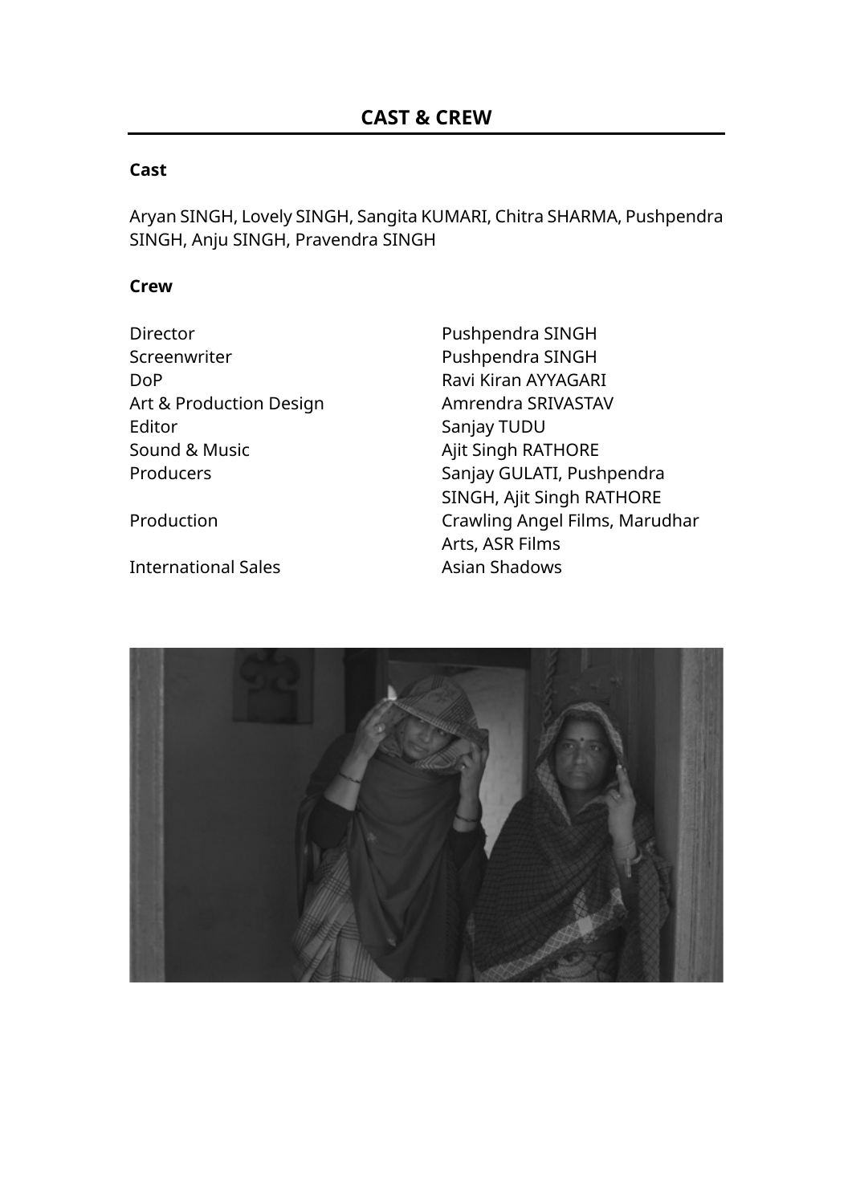## CAST & CREW

**Cast**

Aryan SINGH, Lovely SINGH, Sangita KUMARI, Chitra SHARMA, Pushpendra SINGH, Anju SINGH, Pravendra SINGH

**Crew**

| | |
|---|---|
| Director | Pushpendra SINGH |
| Screenwriter | Pushpendra SINGH |
| DoP | Ravi Kiran AYYAGARI |
| Art & Production Design | Amrendra SRIVASTAV |
| Editor | Sanjay TUDU |
| Sound & Music | Ajit Singh RATHORE |
| Producers | Sanjay GULATI, Pushpendra SINGH, Ajit Singh RATHORE |
| Production | Crawling Angel Films, Marudhar Arts, ASR Films |
| International Sales | Asian Shadows |